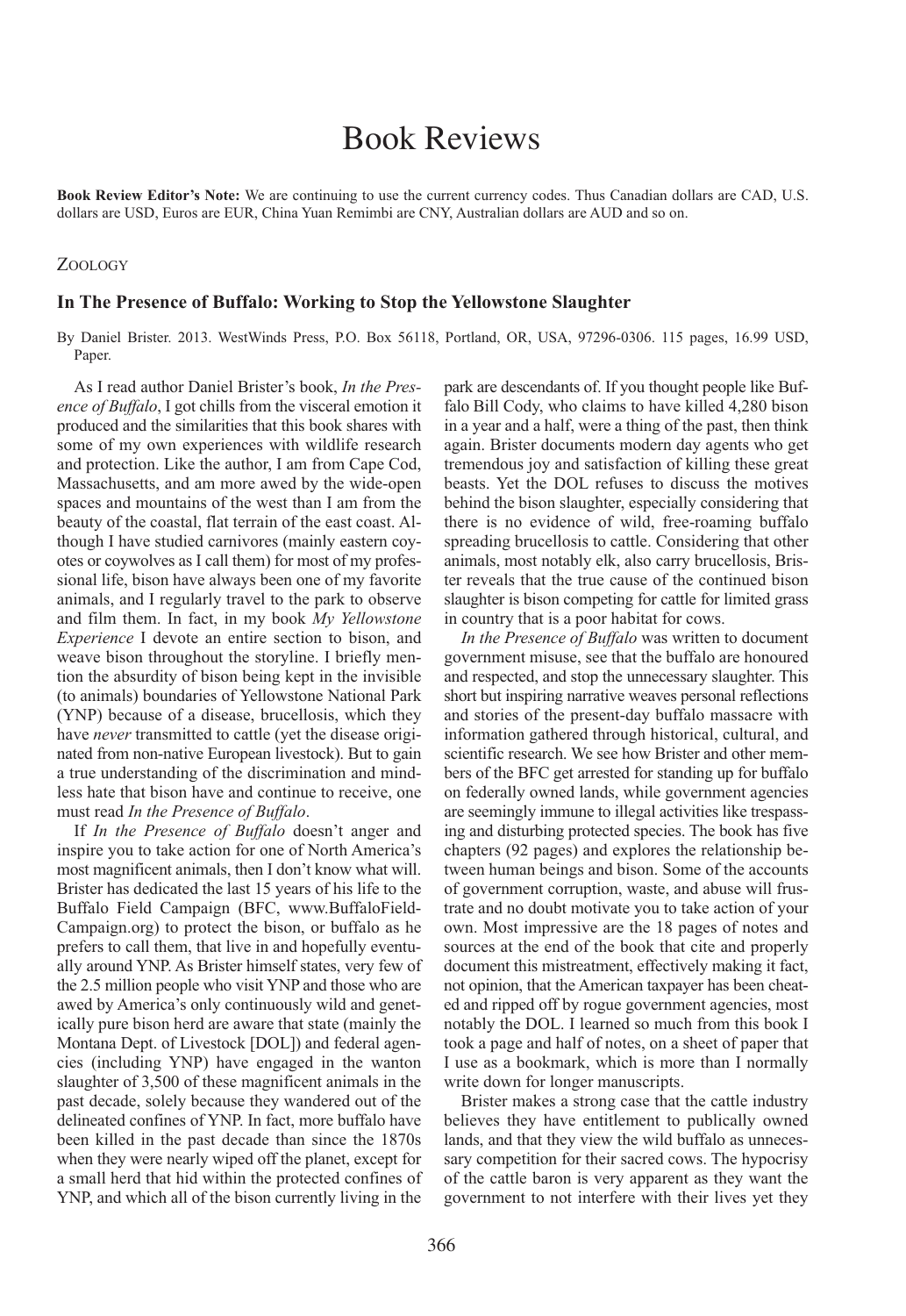# Book Reviews

**Book Review Editor's Note:** We are continuing to use the current currency codes. Thus Canadian dollars are CAD, U.S. dollars are USD, Euros are EUR, China Yuan Remimbi are CNY, Australian dollars are AUD and so on.

## Zoology

### In The Presence of Buffalo: Working to Stop the Yellowstone Slaughter

By Daniel Brister. 2013. WestWinds Press, P.O. Box 56118, Portland, OR, USA, 97296-0306. 115 pages, 16.99 USD, Paper.

As I read author Daniel Brister's book, *In the Presence of Buffalo*, I got chills from the visceral emotion it produced and the similarities that this book shares with some of my own experiences with wildlife research and protection. Like the author, I am from Cape Cod, Massachusetts, and am more awed by the wide-open spaces and mountains of the west than I am from the beauty of the coastal, flat terrain of the east coast. Although I have studied carnivores (mainly eastern coyotes or coywolves as I call them) for most of my professional life, bison have always been one of my favorite animals, and I regularly travel to the park to observe and film them. In fact, in my book *My Yellowstone Experience* I devote an entire section to bison, and weave bison throughout the storyline. I briefly mention the absurdity of bison being kept in the invisible (to animals) boundaries of Yellowstone National Park (YNP) because of a disease, brucellosis, which they have *never* transmitted to cattle (yet the disease originated from non-native European livestock). But to gain a true understanding of the discrimination and mindless hate that bison have and continue to receive, one must read *In the Presence of Buffalo*.

If *In the Presence of Buffalo* doesn't anger and inspire you to take action for one of North America's most magnificent animals, then I don't know what will. Brister has dedicated the last 15 years of his life to the Buffalo Field Campaign (BFC, www.BuffaloFieldCampaign.org) to protect the bison, or buffalo as he prefers to call them, that live in and hopefully eventually around YNP. As Brister himself states, very few of the 2.5 million people who visit YNP and those who are awed by America's only continuously wild and genetically pure bison herd are aware that state (mainly the Montana Dept. of Livestock [DOL]) and federal agencies (including YNP) have engaged in the wanton slaughter of 3,500 of these magnificent animals in the past decade, solely because they wandered out of the delineated confines of YNP. In fact, more buffalo have been killed in the past decade than since the 1870s when they were nearly wiped off the planet, except for a small herd that hid within the protected confines of YNP, and which all of the bison currently living in the park are descendants of. If you thought people like Buffalo Bill Cody, who claims to have killed 4,280 bison in a year and a half, were a thing of the past, then think again. Brister documents modern day agents who get tremendous joy and satisfaction of killing these great beasts. Yet the DOL refuses to discuss the motives behind the bison slaughter, especially considering that there is no evidence of wild, free-roaming buffalo spreading brucellosis to cattle. Considering that other animals, most notably elk, also carry brucellosis, Brister reveals that the true cause of the continued bison slaughter is bison competing for cattle for limited grass in country that is a poor habitat for cows.

*In the Presence of Buffalo* was written to document government misuse, see that the buffalo are honoured and respected, and stop the unnecessary slaughter. This short but inspiring narrative weaves personal reflections and stories of the present-day buffalo massacre with information gathered through historical, cultural, and scientific research. We see how Brister and other members of the BFC get arrested for standing up for buffalo on federally owned lands, while government agencies are seemingly immune to illegal activities like trespassing and disturbing protected species. The book has five chapters (92 pages) and explores the relationship between human beings and bison. Some of the accounts of government corruption, waste, and abuse will frustrate and no doubt motivate you to take action of your own. Most impressive are the 18 pages of notes and sources at the end of the book that cite and properly document this mistreatment, effectively making it fact, not opinion, that the American taxpayer has been cheated and ripped off by rogue government agencies, most notably the DOL. I learned so much from this book I took a page and half of notes, on a sheet of paper that I use as a bookmark, which is more than I normally write down for longer manuscripts.

Brister makes a strong case that the cattle industry believes they have entitlement to publically owned lands, and that they view the wild buffalo as unnecessary competition for their sacred cows. The hypocrisy of the cattle baron is very apparent as they want the government to not interfere with their lives yet they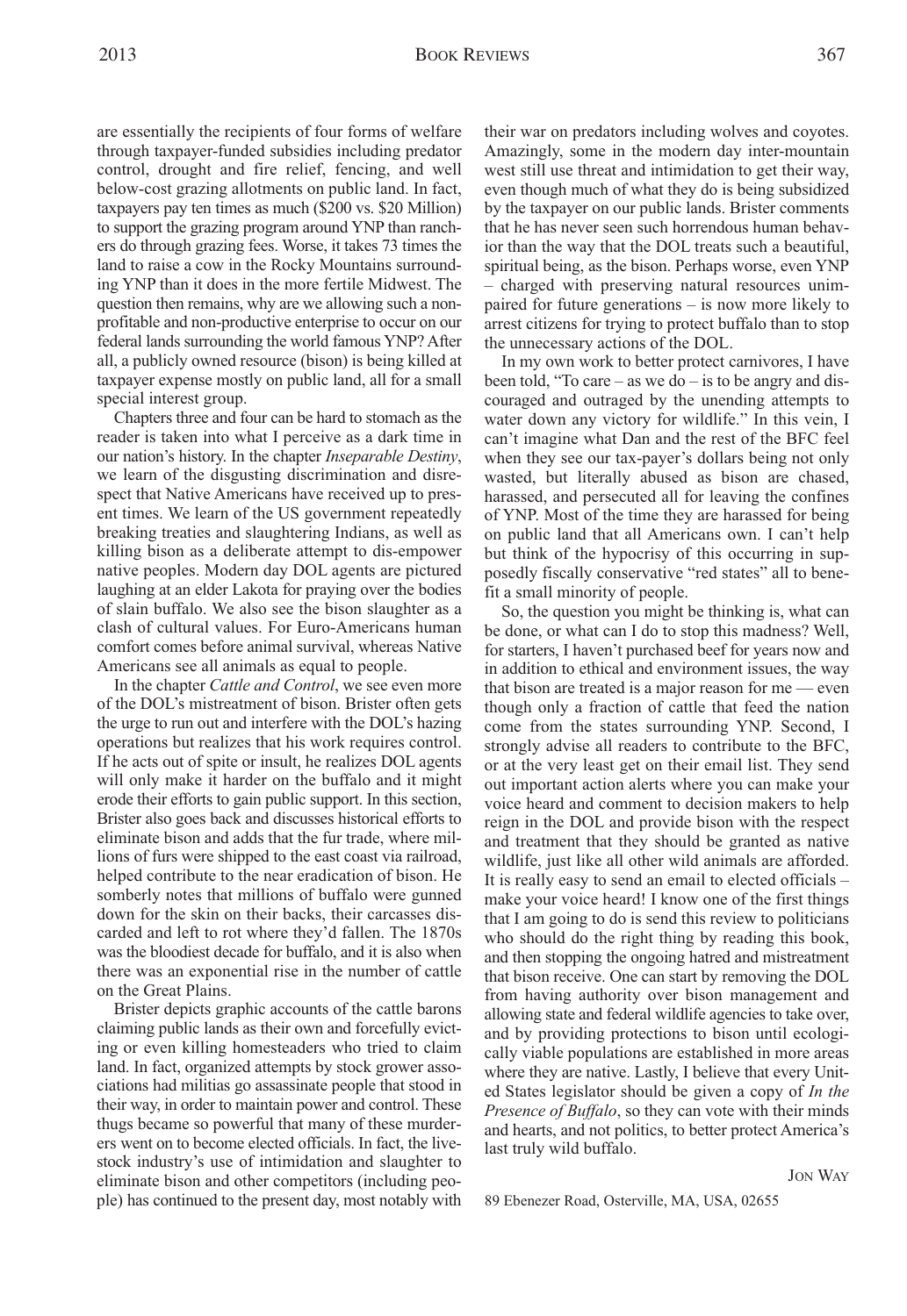are essentially the recipients of four forms of welfare through taxpayer-funded subsidies including predator control, drought and fire relief, fencing, and well below-cost grazing allotments on public land. In fact, taxpayers pay ten times as much ($200 vs. $20 Million) to support the grazing program around YNP than ranchers do through grazing fees. Worse, it takes 73 times the land to raise a cow in the Rocky Mountains surrounding YNP than it does in the more fertile Midwest. The question then remains, why are we allowing such a non-profitable and non-productive enterprise to occur on our federal lands surrounding the world famous YNP? After all, a publicly owned resource (bison) is being killed at taxpayer expense mostly on public land, all for a small special interest group.

Chapters three and four can be hard to stomach as the reader is taken into what I perceive as a dark time in our nation's history. In the chapter *Inseparable Destiny*, we learn of the disgusting discrimination and disrespect that Native Americans have received up to present times. We learn of the US government repeatedly breaking treaties and slaughtering Indians, as well as killing bison as a deliberate attempt to dis-empower native peoples. Modern day DOL agents are pictured laughing at an elder Lakota for praying over the bodies of slain buffalo. We also see the bison slaughter as a clash of cultural values. For Euro-Americans human comfort comes before animal survival, whereas Native Americans see all animals as equal to people.

In the chapter *Cattle and Control*, we see even more of the DOL's mistreatment of bison. Brister often gets the urge to run out and interfere with the DOL's hazing operations but realizes that his work requires control. If he acts out of spite or insult, he realizes DOL agents will only make it harder on the buffalo and it might erode their efforts to gain public support. In this section, Brister also goes back and discusses historical efforts to eliminate bison and adds that the fur trade, where millions of furs were shipped to the east coast via railroad, helped contribute to the near eradication of bison. He somberly notes that millions of buffalo were gunned down for the skin on their backs, their carcasses discarded and left to rot where they'd fallen. The 1870s was the bloodiest decade for buffalo, and it is also when there was an exponential rise in the number of cattle on the Great Plains.

Brister depicts graphic accounts of the cattle barons claiming public lands as their own and forcefully evicting or even killing homesteaders who tried to claim land. In fact, organized attempts by stock grower associations had militias go assassinate people that stood in their way, in order to maintain power and control. These thugs became so powerful that many of these murderers went on to become elected officials. In fact, the livestock industry's use of intimidation and slaughter to eliminate bison and other competitors (including people) has continued to the present day, most notably with their war on predators including wolves and coyotes. Amazingly, some in the modern day inter-mountain west still use threat and intimidation to get their way, even though much of what they do is being subsidized by the taxpayer on our public lands. Brister comments that he has never seen such horrendous human behavior than the way that the DOL treats such a beautiful, spiritual being, as the bison. Perhaps worse, even YNP – charged with preserving natural resources unimpaired for future generations – is now more likely to arrest citizens for trying to protect buffalo than to stop the unnecessary actions of the DOL.

In my own work to better protect carnivores, I have been told, "To care – as we do – is to be angry and discouraged and outraged by the unending attempts to water down any victory for wildlife." In this vein, I can't imagine what Dan and the rest of the BFC feel when they see our tax-payer's dollars being not only wasted, but literally abused as bison are chased, harassed, and persecuted all for leaving the confines of YNP. Most of the time they are harassed for being on public land that all Americans own. I can't help but think of the hypocrisy of this occurring in supposedly fiscally conservative "red states" all to benefit a small minority of people.

So, the question you might be thinking is, what can be done, or what can I do to stop this madness? Well, for starters, I haven't purchased beef for years now and in addition to ethical and environment issues, the way that bison are treated is a major reason for me — even though only a fraction of cattle that feed the nation come from the states surrounding YNP. Second, I strongly advise all readers to contribute to the BFC, or at the very least get on their email list. They send out important action alerts where you can make your voice heard and comment to decision makers to help reign in the DOL and provide bison with the respect and treatment that they should be granted as native wildlife, just like all other wild animals are afforded. It is really easy to send an email to elected officials – make your voice heard! I know one of the first things that I am going to do is send this review to politicians who should do the right thing by reading this book, and then stopping the ongoing hatred and mistreatment that bison receive. One can start by removing the DOL from having authority over bison management and allowing state and federal wildlife agencies to take over, and by providing protections to bison until ecologically viable populations are established in more areas where they are native. Lastly, I believe that every United States legislator should be given a copy of *In the Presence of Buffalo*, so they can vote with their minds and hearts, and not politics, to better protect America's last truly wild buffalo.

Jon Way

89 Ebenezer Road, Osterville, MA, USA, 02655